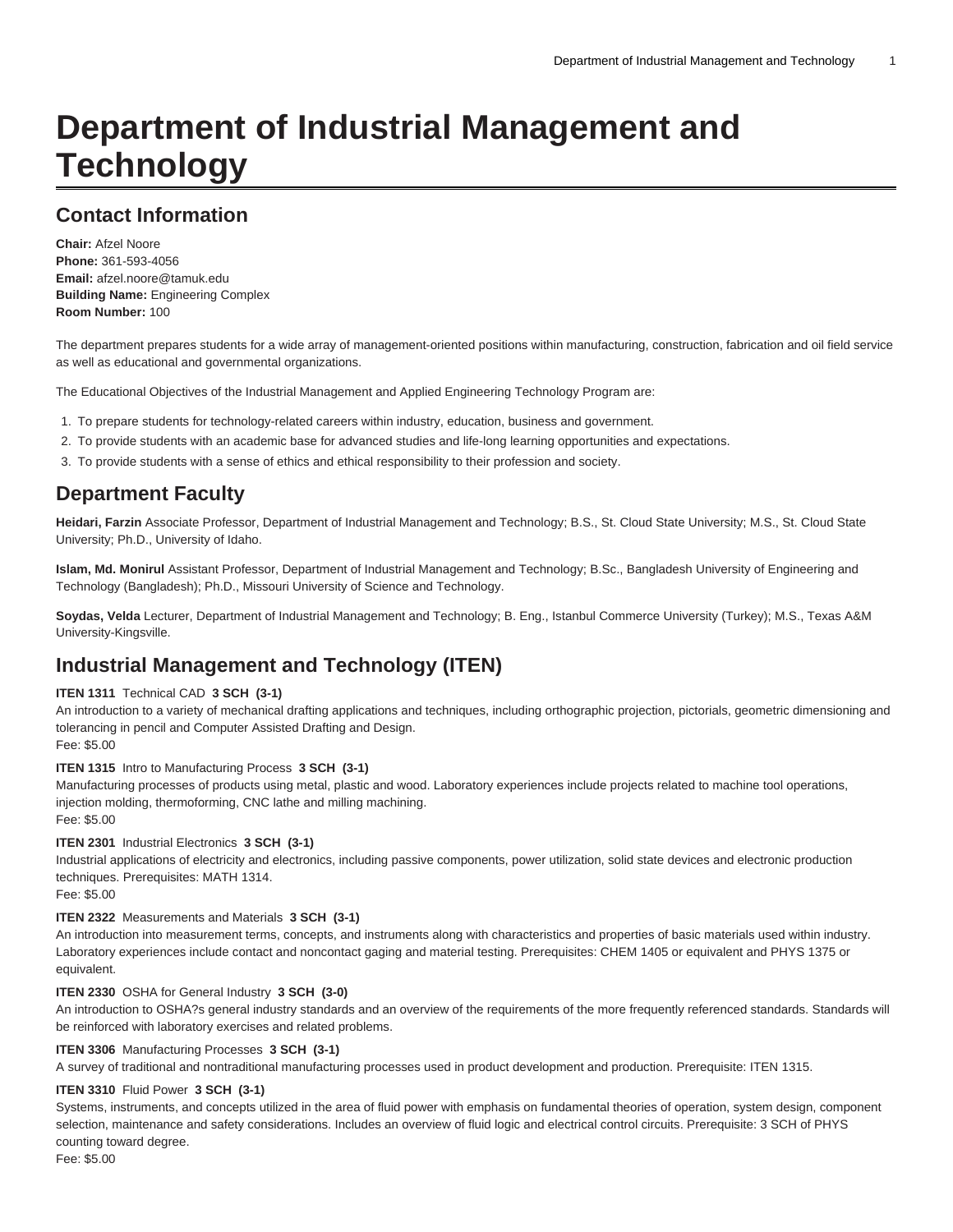# Department of Industrial Management and Technology

## Contact Information

**Chair:** Afzel Noore
**Phone:** 361-593-4056
**Email:** afzel.noore@tamuk.edu
**Building Name:** Engineering Complex
**Room Number:** 100

The department prepares students for a wide array of management-oriented positions within manufacturing, construction, fabrication and oil field service as well as educational and governmental organizations.

The Educational Objectives of the Industrial Management and Applied Engineering Technology Program are:

1. To prepare students for technology-related careers within industry, education, business and government.
2. To provide students with an academic base for advanced studies and life-long learning opportunities and expectations.
3. To provide students with a sense of ethics and ethical responsibility to their profession and society.

## Department Faculty

**Heidari, Farzin** Associate Professor, Department of Industrial Management and Technology; B.S., St. Cloud State University; M.S., St. Cloud State University; Ph.D., University of Idaho.

**Islam, Md. Monirul** Assistant Professor, Department of Industrial Management and Technology; B.Sc., Bangladesh University of Engineering and Technology (Bangladesh); Ph.D., Missouri University of Science and Technology.

**Soydas, Velda** Lecturer, Department of Industrial Management and Technology; B. Eng., Istanbul Commerce University (Turkey); M.S., Texas A&M University-Kingsville.

## Industrial Management and Technology (ITEN)

**ITEN 1311** Technical CAD **3 SCH (3-1)**
An introduction to a variety of mechanical drafting applications and techniques, including orthographic projection, pictorials, geometric dimensioning and tolerancing in pencil and Computer Assisted Drafting and Design.
Fee: $5.00

**ITEN 1315** Intro to Manufacturing Process **3 SCH (3-1)**
Manufacturing processes of products using metal, plastic and wood. Laboratory experiences include projects related to machine tool operations, injection molding, thermoforming, CNC lathe and milling machining.
Fee: $5.00

**ITEN 2301** Industrial Electronics **3 SCH (3-1)**
Industrial applications of electricity and electronics, including passive components, power utilization, solid state devices and electronic production techniques. Prerequisites: MATH 1314.
Fee: $5.00

**ITEN 2322** Measurements and Materials **3 SCH (3-1)**
An introduction into measurement terms, concepts, and instruments along with characteristics and properties of basic materials used within industry. Laboratory experiences include contact and noncontact gaging and material testing. Prerequisites: CHEM 1405 or equivalent and PHYS 1375 or equivalent.

**ITEN 2330** OSHA for General Industry **3 SCH (3-0)**
An introduction to OSHA?s general industry standards and an overview of the requirements of the more frequently referenced standards. Standards will be reinforced with laboratory exercises and related problems.

**ITEN 3306** Manufacturing Processes **3 SCH (3-1)**
A survey of traditional and nontraditional manufacturing processes used in product development and production. Prerequisite: ITEN 1315.

**ITEN 3310** Fluid Power **3 SCH (3-1)**
Systems, instruments, and concepts utilized in the area of fluid power with emphasis on fundamental theories of operation, system design, component selection, maintenance and safety considerations. Includes an overview of fluid logic and electrical control circuits. Prerequisite: 3 SCH of PHYS counting toward degree.
Fee: $5.00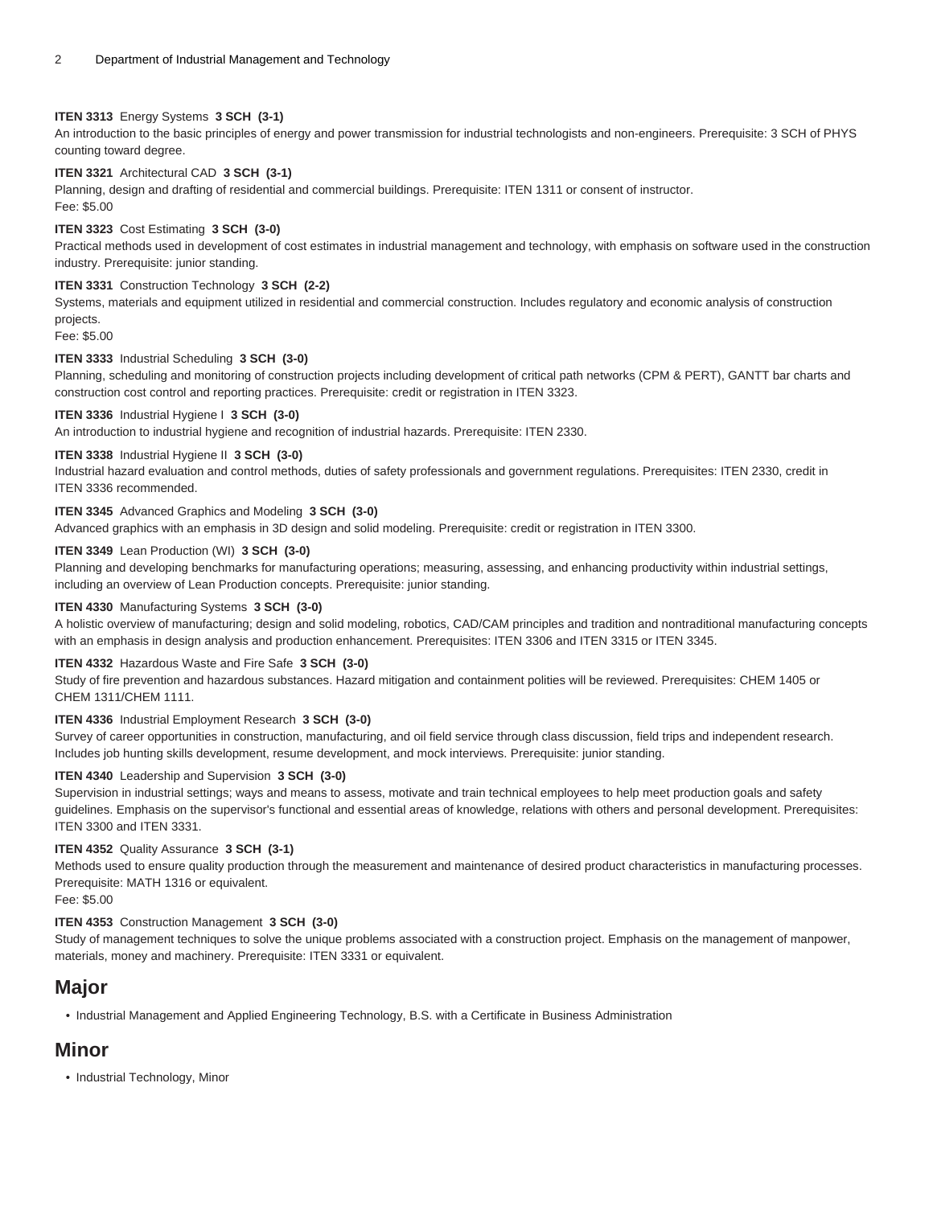**ITEN 3313** Energy Systems **3 SCH (3-1)**
An introduction to the basic principles of energy and power transmission for industrial technologists and non-engineers. Prerequisite: 3 SCH of PHYS counting toward degree.

**ITEN 3321** Architectural CAD **3 SCH (3-1)**
Planning, design and drafting of residential and commercial buildings. Prerequisite: ITEN 1311 or consent of instructor.
Fee: $5.00

**ITEN 3323** Cost Estimating **3 SCH (3-0)**
Practical methods used in development of cost estimates in industrial management and technology, with emphasis on software used in the construction industry. Prerequisite: junior standing.

**ITEN 3331** Construction Technology **3 SCH (2-2)**
Systems, materials and equipment utilized in residential and commercial construction. Includes regulatory and economic analysis of construction projects.
Fee: $5.00

**ITEN 3333** Industrial Scheduling **3 SCH (3-0)**
Planning, scheduling and monitoring of construction projects including development of critical path networks (CPM & PERT), GANTT bar charts and construction cost control and reporting practices. Prerequisite: credit or registration in ITEN 3323.

**ITEN 3336** Industrial Hygiene I **3 SCH (3-0)**
An introduction to industrial hygiene and recognition of industrial hazards. Prerequisite: ITEN 2330.

**ITEN 3338** Industrial Hygiene II **3 SCH (3-0)**
Industrial hazard evaluation and control methods, duties of safety professionals and government regulations. Prerequisites: ITEN 2330, credit in ITEN 3336 recommended.

**ITEN 3345** Advanced Graphics and Modeling **3 SCH (3-0)**
Advanced graphics with an emphasis in 3D design and solid modeling. Prerequisite: credit or registration in ITEN 3300.

**ITEN 3349** Lean Production (WI) **3 SCH (3-0)**
Planning and developing benchmarks for manufacturing operations; measuring, assessing, and enhancing productivity within industrial settings, including an overview of Lean Production concepts. Prerequisite: junior standing.

**ITEN 4330** Manufacturing Systems **3 SCH (3-0)**
A holistic overview of manufacturing; design and solid modeling, robotics, CAD/CAM principles and tradition and nontraditional manufacturing concepts with an emphasis in design analysis and production enhancement. Prerequisites: ITEN 3306 and ITEN 3315 or ITEN 3345.

**ITEN 4332** Hazardous Waste and Fire Safe **3 SCH (3-0)**
Study of fire prevention and hazardous substances. Hazard mitigation and containment polities will be reviewed. Prerequisites: CHEM 1405 or CHEM 1311/CHEM 1111.

**ITEN 4336** Industrial Employment Research **3 SCH (3-0)**
Survey of career opportunities in construction, manufacturing, and oil field service through class discussion, field trips and independent research. Includes job hunting skills development, resume development, and mock interviews. Prerequisite: junior standing.

**ITEN 4340** Leadership and Supervision **3 SCH (3-0)**
Supervision in industrial settings; ways and means to assess, motivate and train technical employees to help meet production goals and safety guidelines. Emphasis on the supervisor's functional and essential areas of knowledge, relations with others and personal development. Prerequisites: ITEN 3300 and ITEN 3331.

**ITEN 4352** Quality Assurance **3 SCH (3-1)**
Methods used to ensure quality production through the measurement and maintenance of desired product characteristics in manufacturing processes. Prerequisite: MATH 1316 or equivalent.
Fee: $5.00

**ITEN 4353** Construction Management **3 SCH (3-0)**
Study of management techniques to solve the unique problems associated with a construction project. Emphasis on the management of manpower, materials, money and machinery. Prerequisite: ITEN 3331 or equivalent.

## Major

- Industrial Management and Applied Engineering Technology, B.S. with a Certificate in Business Administration

## Minor

- Industrial Technology, Minor